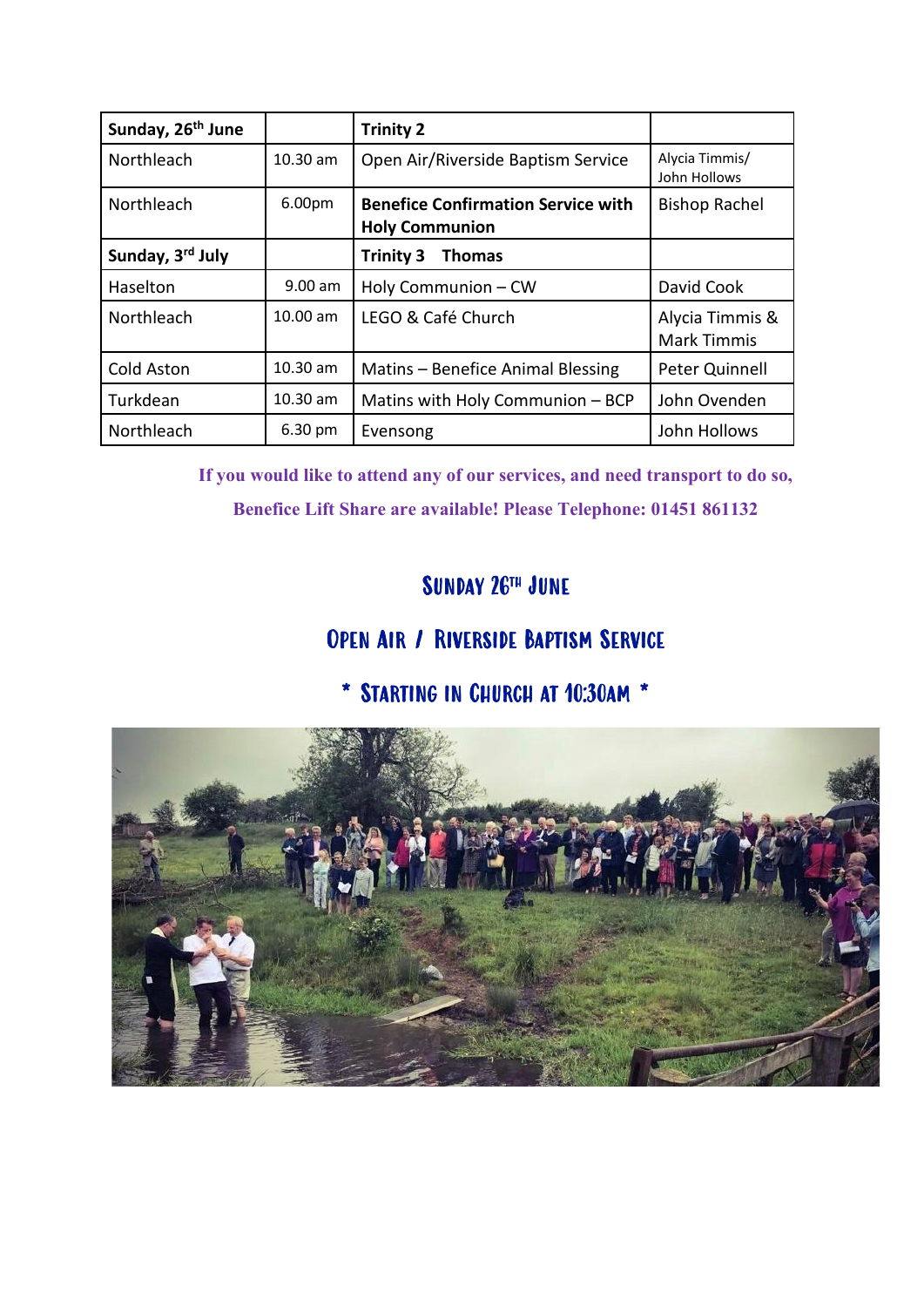| **Sunday, 26th June** | | **Trinity 2** | |
|---|---|---|---|
| Northleach | 10.30 am | Open Air/Riverside Baptism Service | Alycia Timmis/ John Hollows |
| Northleach | 6.00pm | **Benefice Confirmation Service with Holy Communion** | Bishop Rachel |
| **Sunday, 3rd July** | | **Trinity 3 Thomas** | |
| Haselton | 9.00 am | Holy Communion – CW | David Cook |
| Northleach | 10.00 am | LEGO & Café Church | Alycia Timmis & Mark Timmis |
| Cold Aston | 10.30 am | Matins – Benefice Animal Blessing | Peter Quinnell |
| Turkdean | 10.30 am | Matins with Holy Communion – BCP | John Ovenden |
| Northleach | 6.30 pm | Evensong | John Hollows |

**If you would like to attend any of our services, and need transport to do so, Benefice Lift Share are available! Please Telephone: 01451 861132**

## Sunday 26th June

## Open Air / Riverside Baptism Service

## * Starting in Church at 10:30am *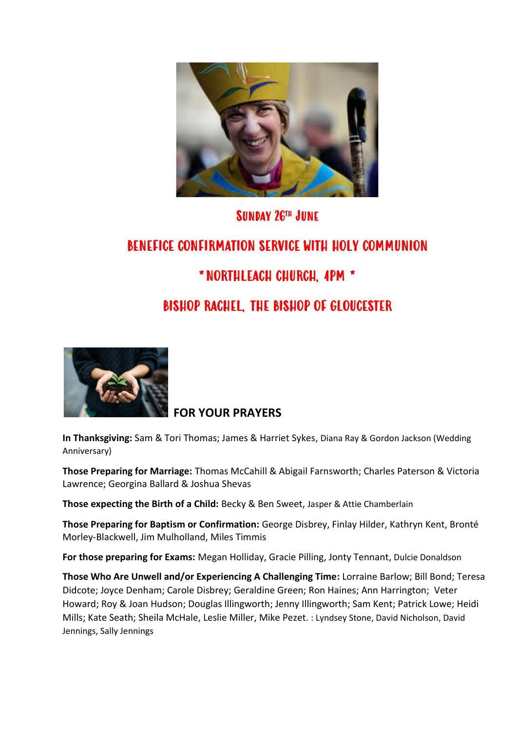## SUNDAY 26TH JUNE

## BENEFICE CONFIRMATION SERVICE WITH HOLY COMMUNION

## * NORTHLEACH CHURCH, 4PM *

## BISHOP RACHEL, THE BISHOP OF GLOUCESTER

### FOR YOUR PRAYERS

**In Thanksgiving:** Sam & Tori Thomas; James & Harriet Sykes, Diana Ray & Gordon Jackson (Wedding Anniversary)

**Those Preparing for Marriage:** Thomas McCahill & Abigail Farnsworth; Charles Paterson & Victoria Lawrence; Georgina Ballard & Joshua Shevas

**Those expecting the Birth of a Child:** Becky & Ben Sweet, Jasper & Attie Chamberlain

**Those Preparing for Baptism or Confirmation:** George Disbrey, Finlay Hilder, Kathryn Kent, Bronté Morley-Blackwell, Jim Mulholland, Miles Timmis

**For those preparing for Exams:** Megan Holliday, Gracie Pilling, Jonty Tennant, Dulcie Donaldson

**Those Who Are Unwell and/or Experiencing A Challenging Time:** Lorraine Barlow; Bill Bond; Teresa Didcote; Joyce Denham; Carole Disbrey; Geraldine Green; Ron Haines; Ann Harrington; Veter Howard; Roy & Joan Hudson; Douglas Illingworth; Jenny Illingworth; Sam Kent; Patrick Lowe; Heidi Mills; Kate Seath; Sheila McHale, Leslie Miller, Mike Pezet. : Lyndsey Stone, David Nicholson, David Jennings, Sally Jennings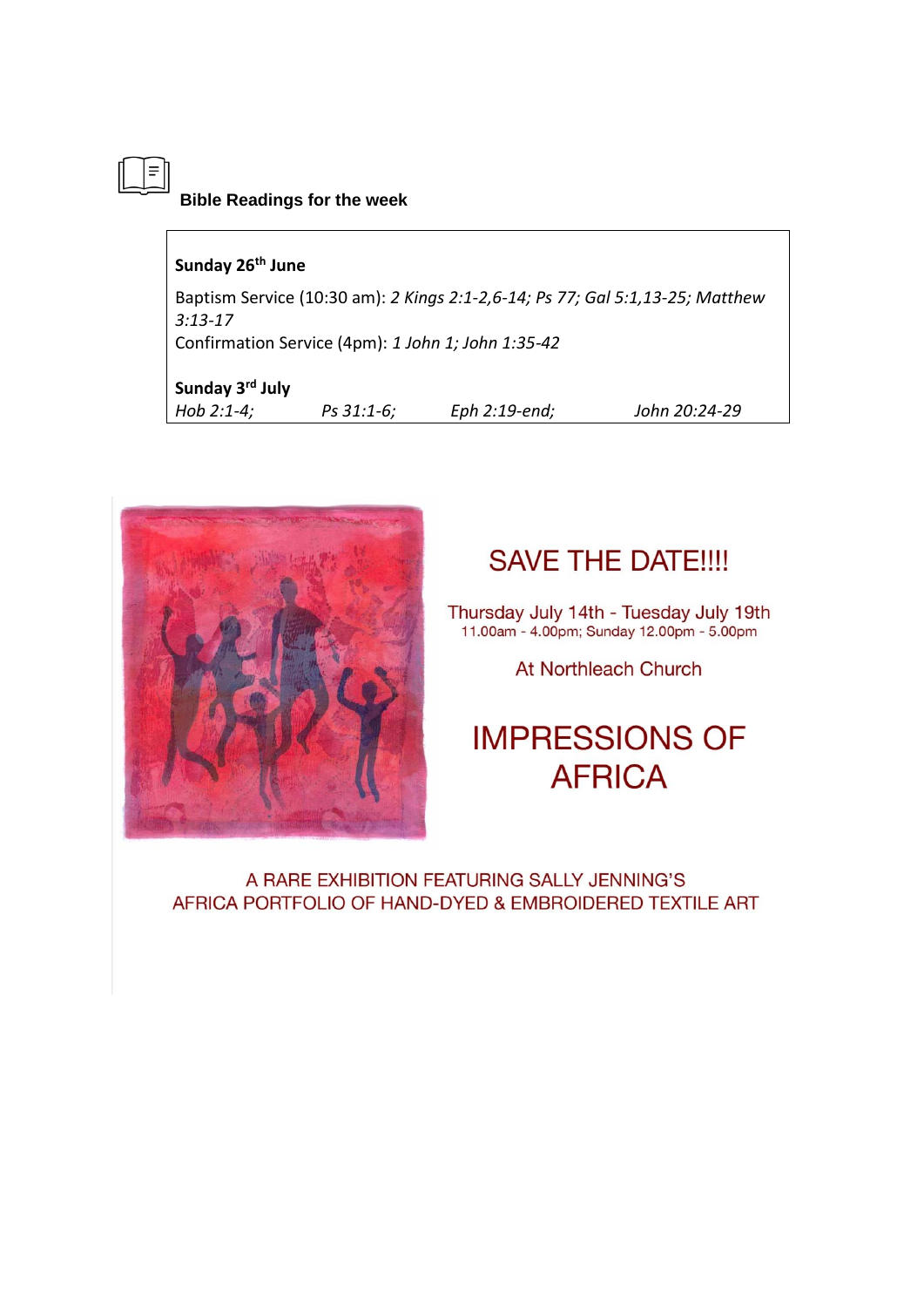## Bible Readings for the week

**Sunday 26th June**

Baptism Service (10:30 am): *2 Kings 2:1-2,6-14; Ps 77; Gal 5:1,13-25; Matthew 3:13-17*
Confirmation Service (4pm): *1 John 1; John 1:35-42*

**Sunday 3rd July**

*Hob 2:1-4;* *Ps 31:1-6;* *Eph 2:19-end;* *John 20:24-29*

# SAVE THE DATE!!!!

Thursday July 14th - Tuesday July 19th
11.00am - 4.00pm; Sunday 12.00pm - 5.00pm

At Northleach Church

# IMPRESSIONS OF AFRICA

A RARE EXHIBITION FEATURING SALLY JENNING'S AFRICA PORTFOLIO OF HAND-DYED & EMBROIDERED TEXTILE ART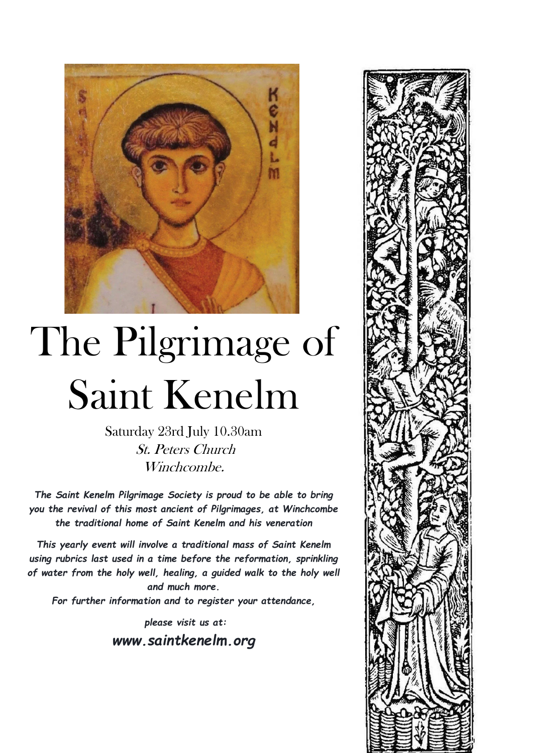# The Pilgrimage of Saint Kenelm

Saturday 23rd July 10.30am

*St. Peters Church*

*Winchcombe.*

***The Saint Kenelm Pilgrimage Society is proud to be able to bring you the revival of this most ancient of Pilgrimages, at Winchcombe the traditional home of Saint Kenelm and his veneration***

***This yearly event will involve a traditional mass of Saint Kenelm using rubrics last used in a time before the reformation, sprinkling of water from the holy well, healing, a guided walk to the holy well and much more.***

***For further information and to register your attendance,***

***please visit us at:***

***www.saintkenelm.org***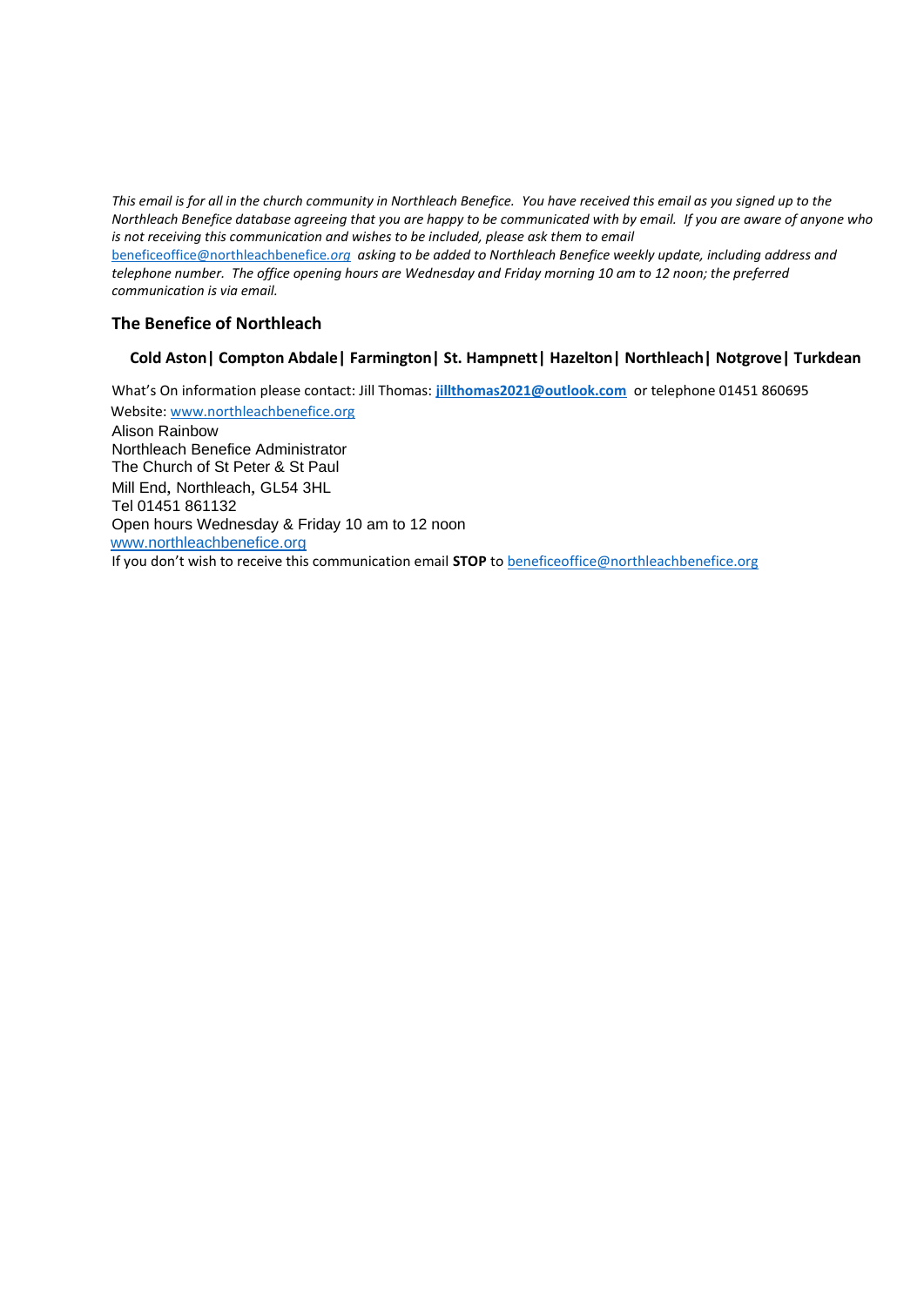*This email is for all in the church community in Northleach Benefice. You have received this email as you signed up to the Northleach Benefice database agreeing that you are happy to be communicated with by email. If you are aware of anyone who is not receiving this communication and wishes to be included, please ask them to email beneficeoffice@northleachbenefice.org asking to be added to Northleach Benefice weekly update, including address and telephone number. The office opening hours are Wednesday and Friday morning 10 am to 12 noon; the preferred communication is via email.*

## The Benefice of Northleach

**Cold Aston| Compton Abdale| Farmington| St. Hampnett| Hazelton| Northleach| Notgrove| Turkdean**

What's On information please contact: Jill Thomas: **jillthomas2021@outlook.com** or telephone 01451 860695

Website: www.northleachbenefice.org

Alison Rainbow
Northleach Benefice Administrator
The Church of St Peter & St Paul
Mill End, Northleach, GL54 3HL
Tel 01451 861132
Open hours Wednesday & Friday 10 am to 12 noon
www.northleachbenefice.org

If you don't wish to receive this communication email **STOP** to beneficeoffice@northleachbenefice.org